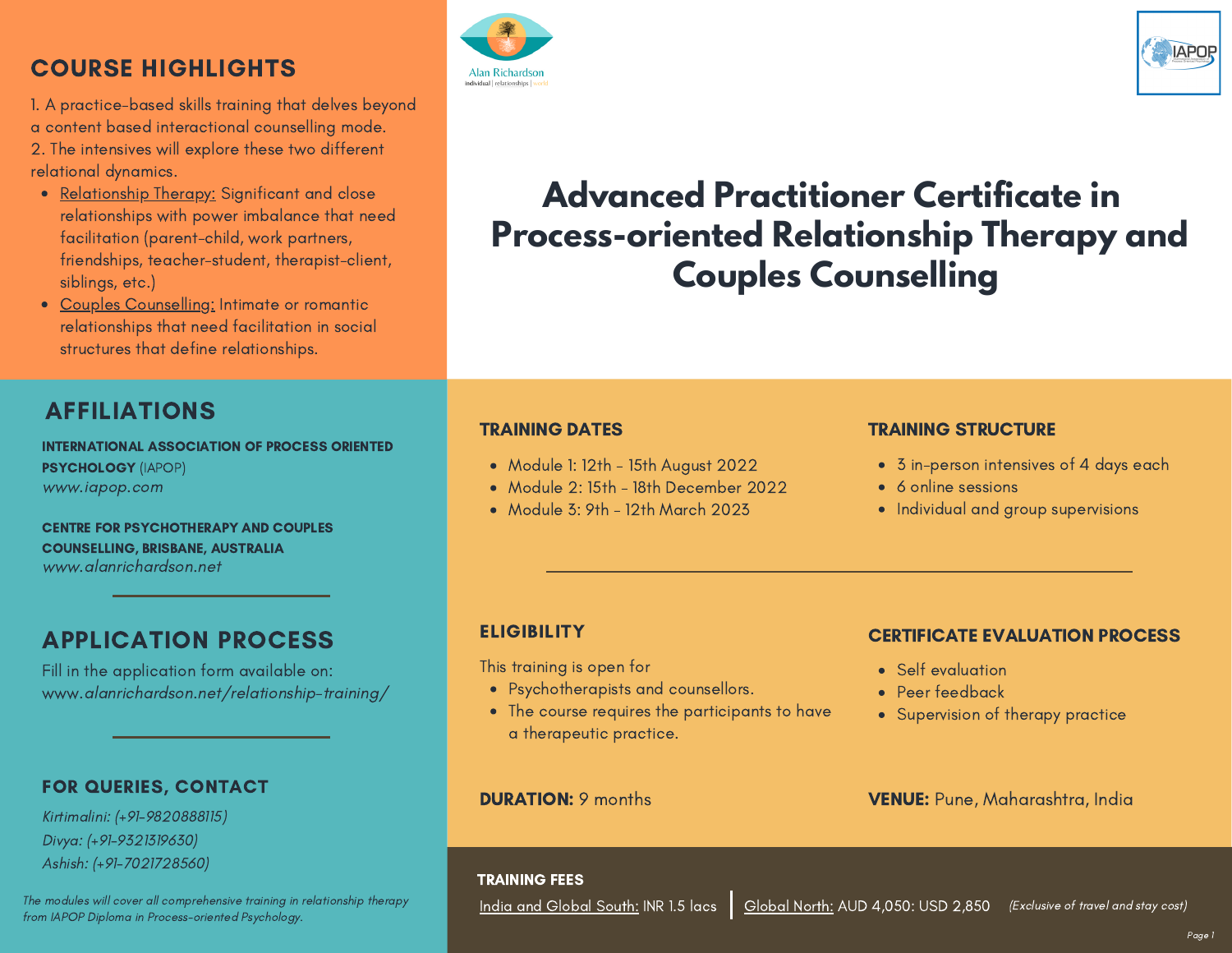# Advanced Practitioner Certificate in Process-oriented Relationship Therapy and Couples Counselling

## COURSE HIGHLIGHTS

1. A practice-based skills training that delves beyond a content based interactional counselling mode.
2. The intensives will explore these two different relational dynamics.
   - Relationship Therapy: Significant and close relationships with power imbalance that need facilitation (parent-child, work partners, friendships, teacher-student, therapist-client, siblings, etc.)
   - Couples Counselling: Intimate or romantic relationships that need facilitation in social structures that define relationships.

## AFFILIATIONS

**INTERNATIONAL ASSOCIATION OF PROCESS ORIENTED PSYCHOLOGY** (IAPOP)
*www.iapop.com*

**CENTRE FOR PSYCHOTHERAPY AND COUPLES COUNSELLING, BRISBANE, AUSTRALIA**
*www.alanrichardson.net*

## APPLICATION PROCESS

Fill in the application form available on:
www.*alanrichardson.net/relationship-training/*

## FOR QUERIES, CONTACT

*Kirtimalini: (+91-9820888115)*
*Divya: (+91-9321319630)*
*Ashish: (+91-7021728560)*

*The modules will cover all comprehensive training in relationship therapy from IAPOP Diploma in Process-oriented Psychology.*

## TRAINING DATES

- Module 1: 12th - 15th August 2022
- Module 2: 15th - 18th December 2022
- Module 3: 9th - 12th March 2023

## TRAINING STRUCTURE

- 3 in-person intensives of 4 days each
- 6 online sessions
- Individual and group supervisions

## ELIGIBILITY

This training is open for
- Psychotherapists and counsellors.
- The course requires the participants to have a therapeutic practice.

## CERTIFICATE EVALUATION PROCESS

- Self evaluation
- Peer feedback
- Supervision of therapy practice

**DURATION:** 9 months

**VENUE:** Pune, Maharashtra, India

## TRAINING FEES

India and Global South: INR 1.5 lacs | Global North: AUD 4,050: USD 2,850 *(Exclusive of travel and stay cost)*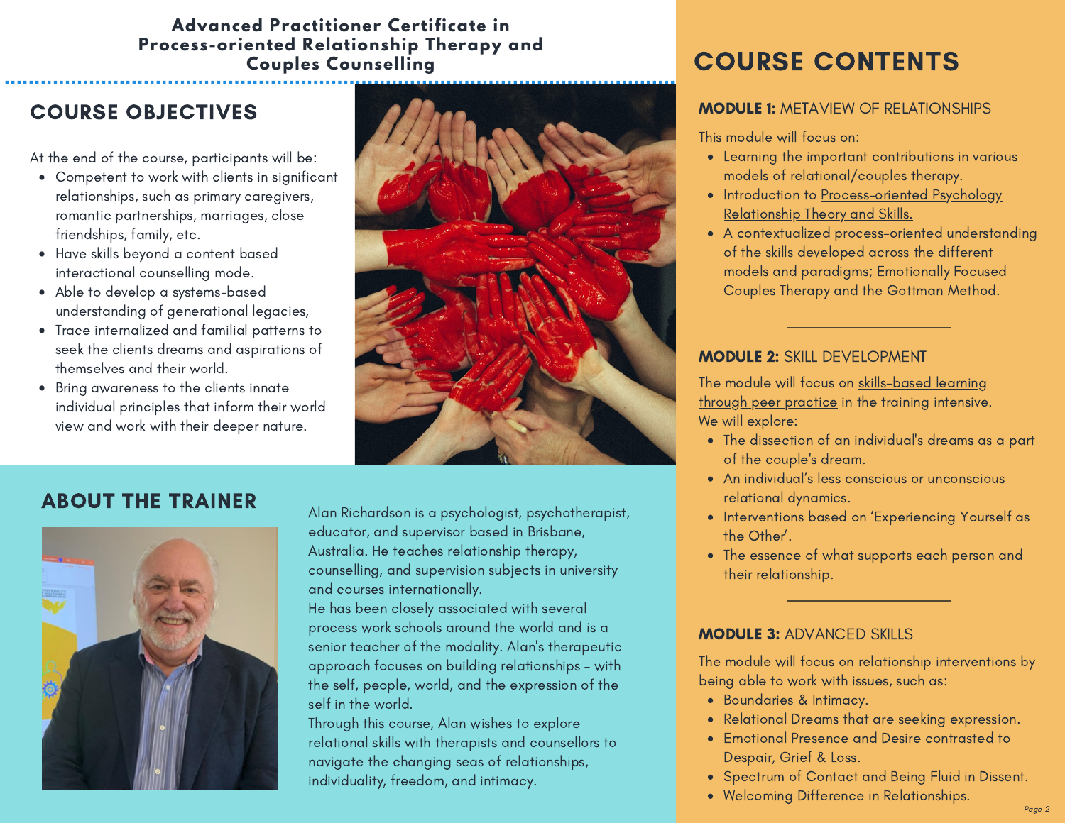# Advanced Practitioner Certificate in Process-oriented Relationship Therapy and Couples Counselling

## COURSE OBJECTIVES

At the end of the course, participants will be:

- Competent to work with clients in significant relationships, such as primary caregivers, romantic partnerships, marriages, close friendships, family, etc.
- Have skills beyond a content based interactional counselling mode.
- Able to develop a systems-based understanding of generational legacies,
- Trace internalized and familial patterns to seek the clients dreams and aspirations of themselves and their world.
- Bring awareness to the clients innate individual principles that inform their world view and work with their deeper nature.

## ABOUT THE TRAINER

Alan Richardson is a psychologist, psychotherapist, educator, and supervisor based in Brisbane, Australia. He teaches relationship therapy, counselling, and supervision subjects in university and courses internationally.

He has been closely associated with several process work schools around the world and is a senior teacher of the modality. Alan's therapeutic approach focuses on building relationships - with the self, people, world, and the expression of the self in the world.

Through this course, Alan wishes to explore relational skills with therapists and counsellors to navigate the changing seas of relationships, individuality, freedom, and intimacy.

## COURSE CONTENTS

### MODULE 1: METAVIEW OF RELATIONSHIPS

This module will focus on:

- Learning the important contributions in various models of relational/couples therapy.
- Introduction to Process-oriented Psychology Relationship Theory and Skills.
- A contextualized process-oriented understanding of the skills developed across the different models and paradigms; Emotionally Focused Couples Therapy and the Gottman Method.

---

### MODULE 2: SKILL DEVELOPMENT

The module will focus on skills-based learning through peer practice in the training intensive.

We will explore:

- The dissection of an individual's dreams as a part of the couple's dream.
- An individual's less conscious or unconscious relational dynamics.
- Interventions based on 'Experiencing Yourself as the Other'.
- The essence of what supports each person and their relationship.

---

### MODULE 3: ADVANCED SKILLS

The module will focus on relationship interventions by being able to work with issues, such as:

- Boundaries & Intimacy.
- Relational Dreams that are seeking expression.
- Emotional Presence and Desire contrasted to Despair, Grief & Loss.
- Spectrum of Contact and Being Fluid in Dissent.
- Welcoming Difference in Relationships.